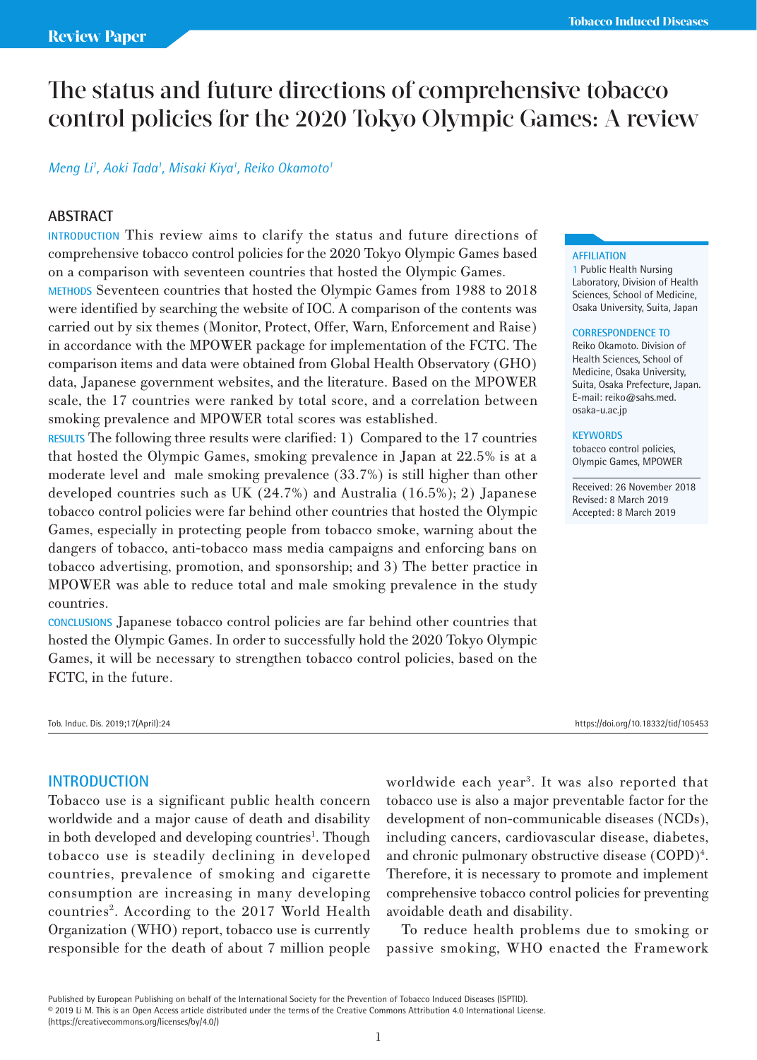Review Paper

# The status and future directions of comprehensive tobacco control policies for the 2020 Tokyo Olympic Games: A review

*Meng Li[1], Aoki Tada[1], Misaki Kiya[1], Reiko Okamoto[1]*

## ABSTRACT

**INTRODUCTION** This review aims to clarify the status and future directions of comprehensive tobacco control policies for the 2020 Tokyo Olympic Games based on a comparison with seventeen countries that hosted the Olympic Games.

**METHODS** Seventeen countries that hosted the Olympic Games from 1988 to 2018 were identified by searching the website of IOC. A comparison of the contents was carried out by six themes (Monitor, Protect, Offer, Warn, Enforcement and Raise) in accordance with the MPOWER package for implementation of the FCTC. The comparison items and data were obtained from Global Health Observatory (GHO) data, Japanese government websites, and the literature. Based on the MPOWER scale, the 17 countries were ranked by total score, and a correlation between smoking prevalence and MPOWER total scores was established.

**RESULTS** The following three results were clarified: 1) Compared to the 17 countries that hosted the Olympic Games, smoking prevalence in Japan at 22.5% is at a moderate level and male smoking prevalence (33.7%) is still higher than other developed countries such as UK (24.7%) and Australia (16.5%); 2) Japanese tobacco control policies were far behind other countries that hosted the Olympic Games, especially in protecting people from tobacco smoke, warning about the dangers of tobacco, anti-tobacco mass media campaigns and enforcing bans on tobacco advertising, promotion, and sponsorship; and 3) The better practice in MPOWER was able to reduce total and male smoking prevalence in the study countries.

**CONCLUSIONS** Japanese tobacco control policies are far behind other countries that hosted the Olympic Games. In order to successfully hold the 2020 Tokyo Olympic Games, it will be necessary to strengthen tobacco control policies, based on the FCTC, in the future.

**AFFILIATION**
1 Public Health Nursing Laboratory, Division of Health Sciences, School of Medicine, Osaka University, Suita, Japan

**CORRESPONDENCE TO**
Reiko Okamoto. Division of Health Sciences, School of Medicine, Osaka University, Suita, Osaka Prefecture, Japan. E-mail: reiko@sahs.med.osaka-u.ac.jp

**KEYWORDS**
tobacco control policies, Olympic Games, MPOWER

Received: 26 November 2018
Revised: 8 March 2019
Accepted: 8 March 2019

Tob. Induc. Dis. 2019;17(April):24 https://doi.org/10.18332/tid/105453

## INTRODUCTION

Tobacco use is a significant public health concern worldwide and a major cause of death and disability in both developed and developing countries[1]. Though tobacco use is steadily declining in developed countries, prevalence of smoking and cigarette consumption are increasing in many developing countries[2]. According to the 2017 World Health Organization (WHO) report, tobacco use is currently responsible for the death of about 7 million people worldwide each year[3]. It was also reported that tobacco use is also a major preventable factor for the development of non-communicable diseases (NCDs), including cancers, cardiovascular disease, diabetes, and chronic pulmonary obstructive disease (COPD)[4]. Therefore, it is necessary to promote and implement comprehensive tobacco control policies for preventing avoidable death and disability.

To reduce health problems due to smoking or passive smoking, WHO enacted the Framework

Published by European Publishing on behalf of the International Society for the Prevention of Tobacco Induced Diseases (ISPTID).
© 2019 Li M. This is an Open Access article distributed under the terms of the Creative Commons Attribution 4.0 International License. (https://creativecommons.org/licenses/by/4.0/)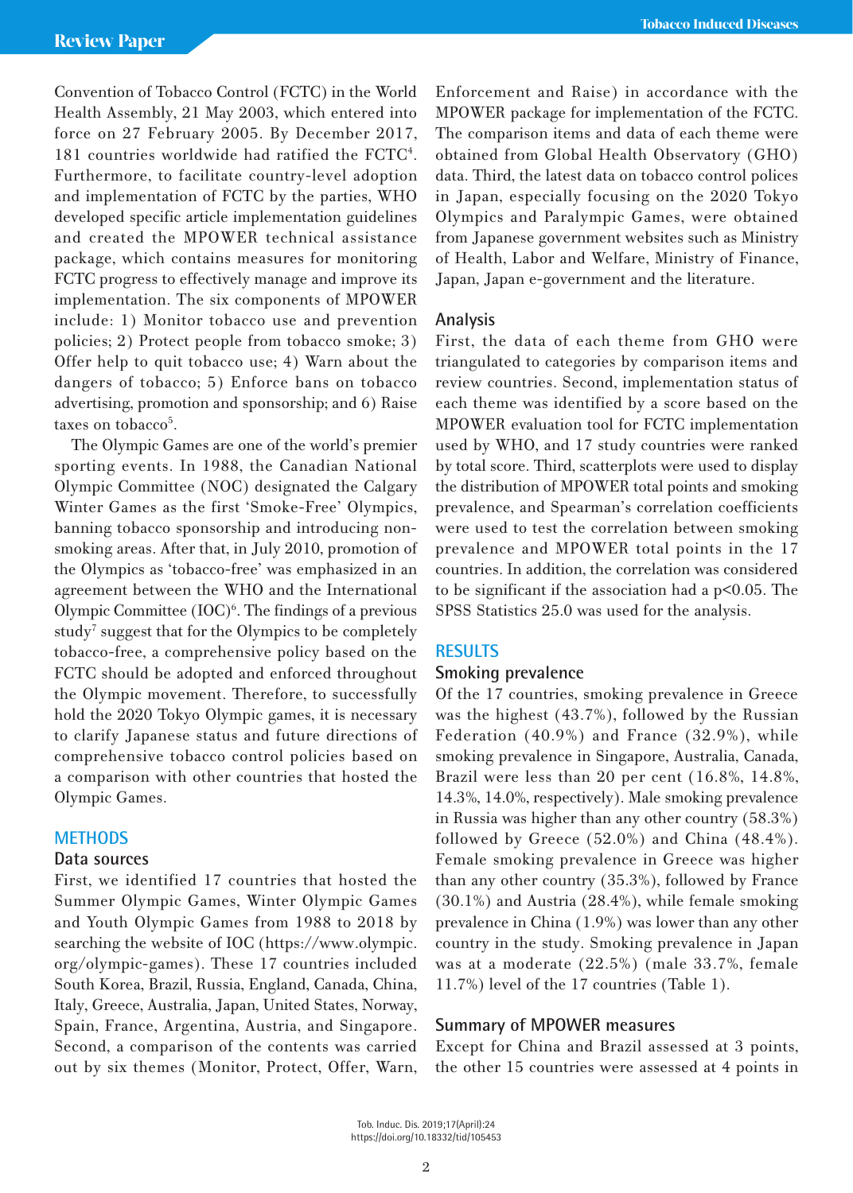Convention of Tobacco Control (FCTC) in the World Health Assembly, 21 May 2003, which entered into force on 27 February 2005. By December 2017, 181 countries worldwide had ratified the FCTC[4]. Furthermore, to facilitate country-level adoption and implementation of FCTC by the parties, WHO developed specific article implementation guidelines and created the MPOWER technical assistance package, which contains measures for monitoring FCTC progress to effectively manage and improve its implementation. The six components of MPOWER include: 1) Monitor tobacco use and prevention policies; 2) Protect people from tobacco smoke; 3) Offer help to quit tobacco use; 4) Warn about the dangers of tobacco; 5) Enforce bans on tobacco advertising, promotion and sponsorship; and 6) Raise taxes on tobacco[5].

The Olympic Games are one of the world's premier sporting events. In 1988, the Canadian National Olympic Committee (NOC) designated the Calgary Winter Games as the first 'Smoke-Free' Olympics, banning tobacco sponsorship and introducing non-smoking areas. After that, in July 2010, promotion of the Olympics as 'tobacco-free' was emphasized in an agreement between the WHO and the International Olympic Committee (IOC)[6]. The findings of a previous study[7] suggest that for the Olympics to be completely tobacco-free, a comprehensive policy based on the FCTC should be adopted and enforced throughout the Olympic movement. Therefore, to successfully hold the 2020 Tokyo Olympic games, it is necessary to clarify Japanese status and future directions of comprehensive tobacco control policies based on a comparison with other countries that hosted the Olympic Games.

## METHODS

### Data sources

First, we identified 17 countries that hosted the Summer Olympic Games, Winter Olympic Games and Youth Olympic Games from 1988 to 2018 by searching the website of IOC (https://www.olympic.org/olympic-games). These 17 countries included South Korea, Brazil, Russia, England, Canada, China, Italy, Greece, Australia, Japan, United States, Norway, Spain, France, Argentina, Austria, and Singapore. Second, a comparison of the contents was carried out by six themes (Monitor, Protect, Offer, Warn, Enforcement and Raise) in accordance with the MPOWER package for implementation of the FCTC. The comparison items and data of each theme were obtained from Global Health Observatory (GHO) data. Third, the latest data on tobacco control polices in Japan, especially focusing on the 2020 Tokyo Olympics and Paralympic Games, were obtained from Japanese government websites such as Ministry of Health, Labor and Welfare, Ministry of Finance, Japan, Japan e-government and the literature.

### Analysis

First, the data of each theme from GHO were triangulated to categories by comparison items and review countries. Second, implementation status of each theme was identified by a score based on the MPOWER evaluation tool for FCTC implementation used by WHO, and 17 study countries were ranked by total score. Third, scatterplots were used to display the distribution of MPOWER total points and smoking prevalence, and Spearman's correlation coefficients were used to test the correlation between smoking prevalence and MPOWER total points in the 17 countries. In addition, the correlation was considered to be significant if the association had a $p<0.05$. The SPSS Statistics 25.0 was used for the analysis.

## RESULTS

### Smoking prevalence

Of the 17 countries, smoking prevalence in Greece was the highest (43.7%), followed by the Russian Federation (40.9%) and France (32.9%), while smoking prevalence in Singapore, Australia, Canada, Brazil were less than 20 per cent (16.8%, 14.8%, 14.3%, 14.0%, respectively). Male smoking prevalence in Russia was higher than any other country (58.3%) followed by Greece (52.0%) and China (48.4%). Female smoking prevalence in Greece was higher than any other country (35.3%), followed by France (30.1%) and Austria (28.4%), while female smoking prevalence in China (1.9%) was lower than any other country in the study. Smoking prevalence in Japan was at a moderate (22.5%) (male 33.7%, female 11.7%) level of the 17 countries (Table 1).

### Summary of MPOWER measures

Except for China and Brazil assessed at 3 points, the other 15 countries were assessed at 4 points in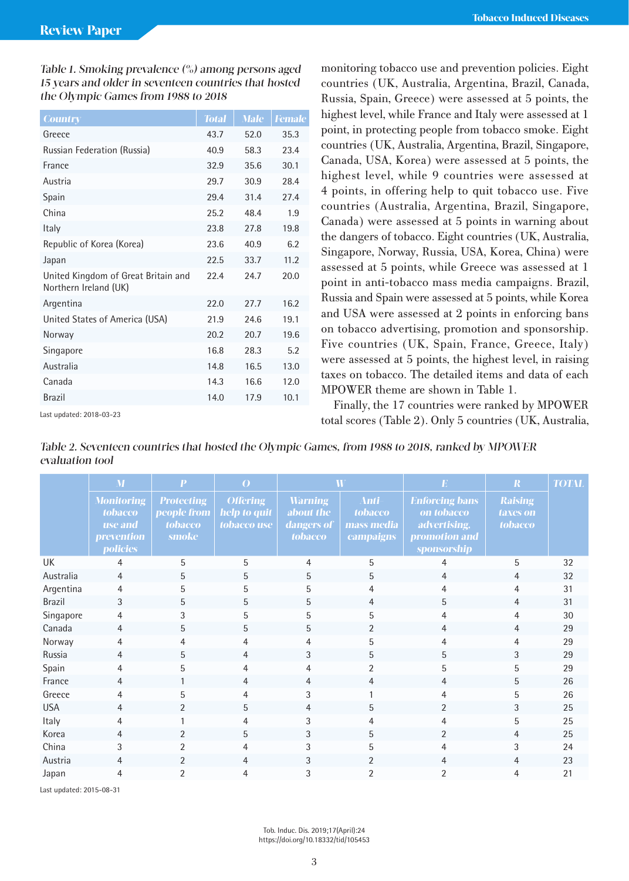Table 1. Smoking prevalence (%) among persons aged 15 years and older in seventeen countries that hosted the Olympic Games from 1988 to 2018

| Country | Total | Male | Female |
|---|---|---|---|
| Greece | 43.7 | 52.0 | 35.3 |
| Russian Federation (Russia) | 40.9 | 58.3 | 23.4 |
| France | 32.9 | 35.6 | 30.1 |
| Austria | 29.7 | 30.9 | 28.4 |
| Spain | 29.4 | 31.4 | 27.4 |
| China | 25.2 | 48.4 | 1.9 |
| Italy | 23.8 | 27.8 | 19.8 |
| Republic of Korea (Korea) | 23.6 | 40.9 | 6.2 |
| Japan | 22.5 | 33.7 | 11.2 |
| United Kingdom of Great Britain and Northern Ireland (UK) | 22.4 | 24.7 | 20.0 |
| Argentina | 22.0 | 27.7 | 16.2 |
| United States of America (USA) | 21.9 | 24.6 | 19.1 |
| Norway | 20.2 | 20.7 | 19.6 |
| Singapore | 16.8 | 28.3 | 5.2 |
| Australia | 14.8 | 16.5 | 13.0 |
| Canada | 14.3 | 16.6 | 12.0 |
| Brazil | 14.0 | 17.9 | 10.1 |

Last updated: 2018-03-23

monitoring tobacco use and prevention policies. Eight countries (UK, Australia, Argentina, Brazil, Canada, Russia, Spain, Greece) were assessed at 5 points, the highest level, while France and Italy were assessed at 1 point, in protecting people from tobacco smoke. Eight countries (UK, Australia, Argentina, Brazil, Singapore, Canada, USA, Korea) were assessed at 5 points, the highest level, while 9 countries were assessed at 4 points, in offering help to quit tobacco use. Five countries (Australia, Argentina, Brazil, Singapore, Canada) were assessed at 5 points in warning about the dangers of tobacco. Eight countries (UK, Australia, Singapore, Norway, Russia, USA, Korea, China) were assessed at 5 points, while Greece was assessed at 1 point in anti-tobacco mass media campaigns. Brazil, Russia and Spain were assessed at 5 points, while Korea and USA were assessed at 2 points in enforcing bans on tobacco advertising, promotion and sponsorship. Five countries (UK, Spain, France, Greece, Italy) were assessed at 5 points, the highest level, in raising taxes on tobacco. The detailed items and data of each MPOWER theme are shown in Table 1.

Finally, the 17 countries were ranked by MPOWER total scores (Table 2). Only 5 countries (UK, Australia,

Table 2. Seventeen countries that hosted the Olympic Games, from 1988 to 2018, ranked by MPOWER evaluation tool

| | M | P | O | W | | E | R | TOTAL |
|---|---|---|---|---|---|---|---|---|
| | Monitoring tobacco use and prevention policies | Protecting people from tobacco smoke | Offering help to quit tobacco use | Warning about the dangers of tobacco | Anti tobacco mass media campaigns | Enforcing bans on tobacco advertising, promotion and sponsorship | Raising taxes on tobacco | |
| UK | 4 | 5 | 5 | 4 | 5 | 4 | 5 | 32 |
| Australia | 4 | 5 | 5 | 5 | 5 | 4 | 4 | 32 |
| Argentina | 4 | 5 | 5 | 5 | 4 | 4 | 4 | 31 |
| Brazil | 3 | 5 | 5 | 5 | 4 | 5 | 4 | 31 |
| Singapore | 4 | 3 | 5 | 5 | 5 | 4 | 4 | 30 |
| Canada | 4 | 5 | 5 | 5 | 2 | 4 | 4 | 29 |
| Norway | 4 | 4 | 4 | 4 | 5 | 4 | 4 | 29 |
| Russia | 4 | 5 | 4 | 3 | 5 | 5 | 3 | 29 |
| Spain | 4 | 5 | 4 | 4 | 2 | 5 | 5 | 29 |
| France | 4 | 1 | 4 | 4 | 4 | 4 | 5 | 26 |
| Greece | 4 | 5 | 4 | 3 | 1 | 4 | 5 | 26 |
| USA | 4 | 2 | 5 | 4 | 5 | 2 | 3 | 25 |
| Italy | 4 | 1 | 4 | 3 | 4 | 4 | 5 | 25 |
| Korea | 4 | 2 | 5 | 3 | 5 | 2 | 4 | 25 |
| China | 3 | 2 | 4 | 3 | 5 | 4 | 3 | 24 |
| Austria | 4 | 2 | 4 | 3 | 2 | 4 | 4 | 23 |
| Japan | 4 | 2 | 4 | 3 | 2 | 2 | 4 | 21 |

Last updated: 2015-08-31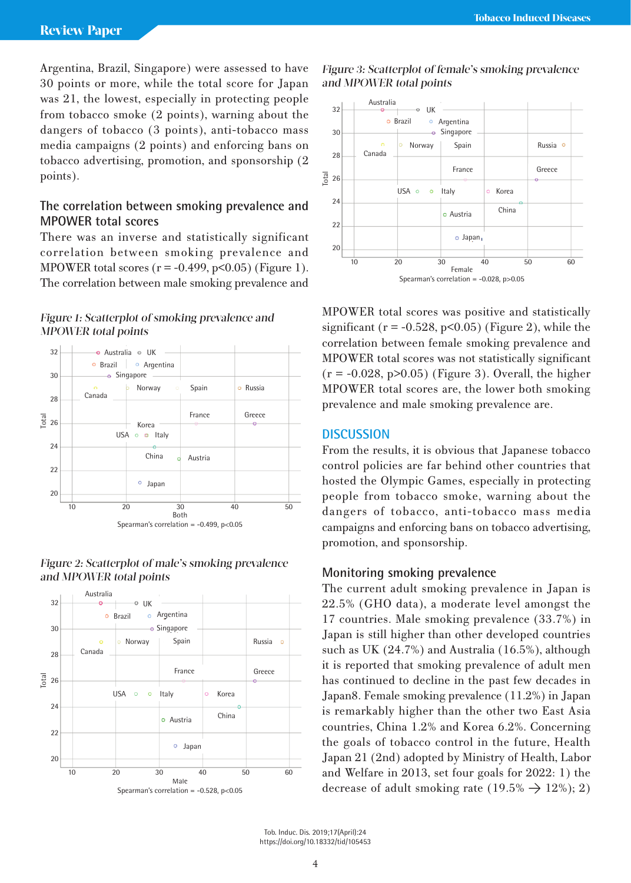Argentina, Brazil, Singapore) were assessed to have 30 points or more, while the total score for Japan was 21, the lowest, especially in protecting people from tobacco smoke (2 points), warning about the dangers of tobacco (3 points), anti-tobacco mass media campaigns (2 points) and enforcing bans on tobacco advertising, promotion, and sponsorship (2 points).

## The correlation between smoking prevalence and MPOWER total scores

There was an inverse and statistically significant correlation between smoking prevalence and MPOWER total scores ($r = -0.499$, $p<0.05$) (Figure 1). The correlation between male smoking prevalence and MPOWER total scores was positive and statistically significant ($r = -0.528$, $p<0.05$) (Figure 2), while the correlation between female smoking prevalence and MPOWER total scores was not statistically significant ($r = -0.028$, $p>0.05$) (Figure 3). Overall, the higher MPOWER total scores are, the lower both smoking prevalence and male smoking prevalence are.

*Figure 1: Scatterplot of smoking prevalence and MPOWER total points*

*Figure 2: Scatterplot of male's smoking prevalence and MPOWER total points*

*Figure 3: Scatterplot of female's smoking prevalence and MPOWER total points*

## DISCUSSION

From the results, it is obvious that Japanese tobacco control policies are far behind other countries that hosted the Olympic Games, especially in protecting people from tobacco smoke, warning about the dangers of tobacco, anti-tobacco mass media campaigns and enforcing bans on tobacco advertising, promotion, and sponsorship.

### Monitoring smoking prevalence

The current adult smoking prevalence in Japan is 22.5% (GHO data), a moderate level amongst the 17 countries. Male smoking prevalence (33.7%) in Japan is still higher than other developed countries such as UK (24.7%) and Australia (16.5%), although it is reported that smoking prevalence of adult men has continued to decline in the past few decades in Japan8. Female smoking prevalence (11.2%) in Japan is remarkably higher than the other two East Asia countries, China 1.2% and Korea 6.2%. Concerning the goals of tobacco control in the future, Health Japan 21 (2nd) adopted by Ministry of Health, Labor and Welfare in 2013, set four goals for 2022: 1) the decrease of adult smoking rate (19.5% → 12%); 2)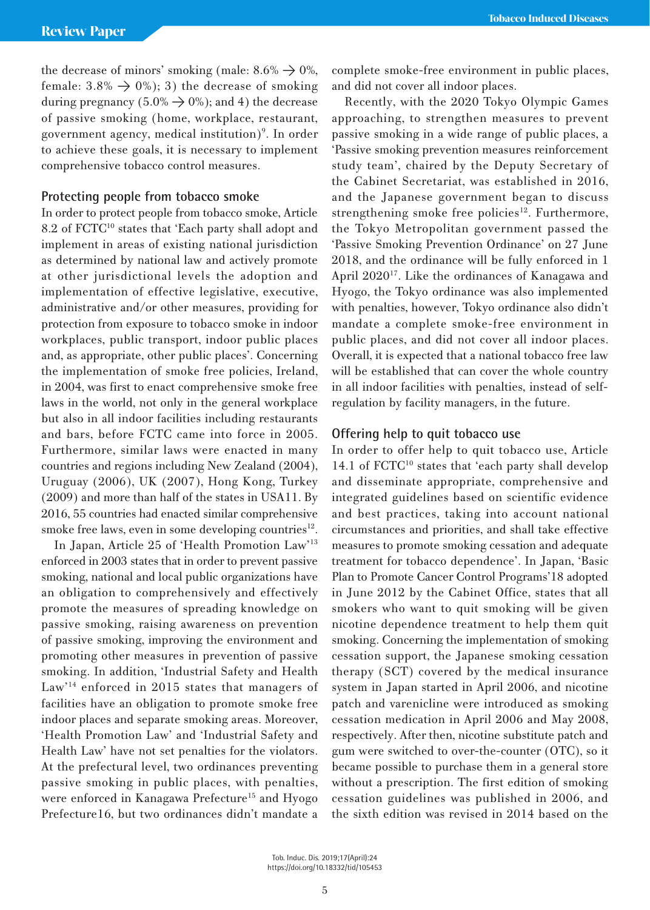the decrease of minors' smoking (male: 8.6% → 0%, female: 3.8% → 0%); 3) the decrease of smoking during pregnancy (5.0% → 0%); and 4) the decrease of passive smoking (home, workplace, restaurant, government agency, medical institution)[9]. In order to achieve these goals, it is necessary to implement comprehensive tobacco control measures.

## Protecting people from tobacco smoke

In order to protect people from tobacco smoke, Article 8.2 of FCTC[10] states that 'Each party shall adopt and implement in areas of existing national jurisdiction as determined by national law and actively promote at other jurisdictional levels the adoption and implementation of effective legislative, executive, administrative and/or other measures, providing for protection from exposure to tobacco smoke in indoor workplaces, public transport, indoor public places and, as appropriate, other public places'. Concerning the implementation of smoke free policies, Ireland, in 2004, was first to enact comprehensive smoke free laws in the world, not only in the general workplace but also in all indoor facilities including restaurants and bars, before FCTC came into force in 2005. Furthermore, similar laws were enacted in many countries and regions including New Zealand (2004), Uruguay (2006), UK (2007), Hong Kong, Turkey (2009) and more than half of the states in USA11. By 2016, 55 countries had enacted similar comprehensive smoke free laws, even in some developing countries[12].

In Japan, Article 25 of 'Health Promotion Law'[13] enforced in 2003 states that in order to prevent passive smoking, national and local public organizations have an obligation to comprehensively and effectively promote the measures of spreading knowledge on passive smoking, raising awareness on prevention of passive smoking, improving the environment and promoting other measures in prevention of passive smoking. In addition, 'Industrial Safety and Health Law'[14] enforced in 2015 states that managers of facilities have an obligation to promote smoke free indoor places and separate smoking areas. Moreover, 'Health Promotion Law' and 'Industrial Safety and Health Law' have not set penalties for the violators. At the prefectural level, two ordinances preventing passive smoking in public places, with penalties, were enforced in Kanagawa Prefecture[15] and Hyogo Prefecture16, but two ordinances didn't mandate a complete smoke-free environment in public places, and did not cover all indoor places.

Recently, with the 2020 Tokyo Olympic Games approaching, to strengthen measures to prevent passive smoking in a wide range of public places, a 'Passive smoking prevention measures reinforcement study team', chaired by the Deputy Secretary of the Cabinet Secretariat, was established in 2016, and the Japanese government began to discuss strengthening smoke free policies[12]. Furthermore, the Tokyo Metropolitan government passed the 'Passive Smoking Prevention Ordinance' on 27 June 2018, and the ordinance will be fully enforced in 1 April 2020[17]. Like the ordinances of Kanagawa and Hyogo, the Tokyo ordinance was also implemented with penalties, however, Tokyo ordinance also didn't mandate a complete smoke-free environment in public places, and did not cover all indoor places. Overall, it is expected that a national tobacco free law will be established that can cover the whole country in all indoor facilities with penalties, instead of self-regulation by facility managers, in the future.

## Offering help to quit tobacco use

In order to offer help to quit tobacco use, Article 14.1 of FCTC[10] states that 'each party shall develop and disseminate appropriate, comprehensive and integrated guidelines based on scientific evidence and best practices, taking into account national circumstances and priorities, and shall take effective measures to promote smoking cessation and adequate treatment for tobacco dependence'. In Japan, 'Basic Plan to Promote Cancer Control Programs'18 adopted in June 2012 by the Cabinet Office, states that all smokers who want to quit smoking will be given nicotine dependence treatment to help them quit smoking. Concerning the implementation of smoking cessation support, the Japanese smoking cessation therapy (SCT) covered by the medical insurance system in Japan started in April 2006, and nicotine patch and varenicline were introduced as smoking cessation medication in April 2006 and May 2008, respectively. After then, nicotine substitute patch and gum were switched to over-the-counter (OTC), so it became possible to purchase them in a general store without a prescription. The first edition of smoking cessation guidelines was published in 2006, and the sixth edition was revised in 2014 based on the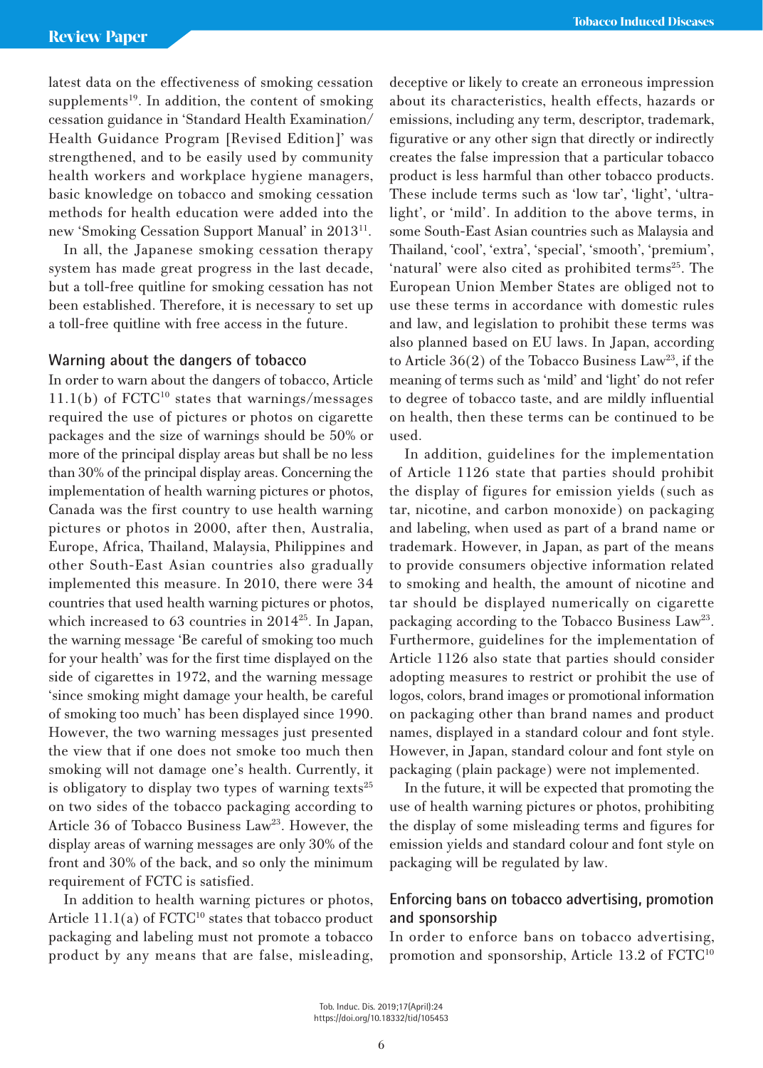latest data on the effectiveness of smoking cessation supplements[19]. In addition, the content of smoking cessation guidance in 'Standard Health Examination/ Health Guidance Program [Revised Edition]' was strengthened, and to be easily used by community health workers and workplace hygiene managers, basic knowledge on tobacco and smoking cessation methods for health education were added into the new 'Smoking Cessation Support Manual' in 2013[11].

In all, the Japanese smoking cessation therapy system has made great progress in the last decade, but a toll-free quitline for smoking cessation has not been established. Therefore, it is necessary to set up a toll-free quitline with free access in the future.

### Warning about the dangers of tobacco

In order to warn about the dangers of tobacco, Article 11.1(b) of FCTC[10] states that warnings/messages required the use of pictures or photos on cigarette packages and the size of warnings should be 50% or more of the principal display areas but shall be no less than 30% of the principal display areas. Concerning the implementation of health warning pictures or photos, Canada was the first country to use health warning pictures or photos in 2000, after then, Australia, Europe, Africa, Thailand, Malaysia, Philippines and other South-East Asian countries also gradually implemented this measure. In 2010, there were 34 countries that used health warning pictures or photos, which increased to 63 countries in 2014[25]. In Japan, the warning message 'Be careful of smoking too much for your health' was for the first time displayed on the side of cigarettes in 1972, and the warning message 'since smoking might damage your health, be careful of smoking too much' has been displayed since 1990. However, the two warning messages just presented the view that if one does not smoke too much then smoking will not damage one's health. Currently, it is obligatory to display two types of warning texts[25] on two sides of the tobacco packaging according to Article 36 of Tobacco Business Law[23]. However, the display areas of warning messages are only 30% of the front and 30% of the back, and so only the minimum requirement of FCTC is satisfied.

In addition to health warning pictures or photos, Article 11.1(a) of FCTC[10] states that tobacco product packaging and labeling must not promote a tobacco product by any means that are false, misleading, deceptive or likely to create an erroneous impression about its characteristics, health effects, hazards or emissions, including any term, descriptor, trademark, figurative or any other sign that directly or indirectly creates the false impression that a particular tobacco product is less harmful than other tobacco products. These include terms such as 'low tar', 'light', 'ultra-light', or 'mild'. In addition to the above terms, in some South-East Asian countries such as Malaysia and Thailand, 'cool', 'extra', 'special', 'smooth', 'premium', 'natural' were also cited as prohibited terms[25]. The European Union Member States are obliged not to use these terms in accordance with domestic rules and law, and legislation to prohibit these terms was also planned based on EU laws. In Japan, according to Article 36(2) of the Tobacco Business Law[23], if the meaning of terms such as 'mild' and 'light' do not refer to degree of tobacco taste, and are mildly influential on health, then these terms can be continued to be used.

In addition, guidelines for the implementation of Article 1126 state that parties should prohibit the display of figures for emission yields (such as tar, nicotine, and carbon monoxide) on packaging and labeling, when used as part of a brand name or trademark. However, in Japan, as part of the means to provide consumers objective information related to smoking and health, the amount of nicotine and tar should be displayed numerically on cigarette packaging according to the Tobacco Business Law[23]. Furthermore, guidelines for the implementation of Article 1126 also state that parties should consider adopting measures to restrict or prohibit the use of logos, colors, brand images or promotional information on packaging other than brand names and product names, displayed in a standard colour and font style. However, in Japan, standard colour and font style on packaging (plain package) were not implemented.

In the future, it will be expected that promoting the use of health warning pictures or photos, prohibiting the display of some misleading terms and figures for emission yields and standard colour and font style on packaging will be regulated by law.

### Enforcing bans on tobacco advertising, promotion and sponsorship

In order to enforce bans on tobacco advertising, promotion and sponsorship, Article 13.2 of FCTC[10]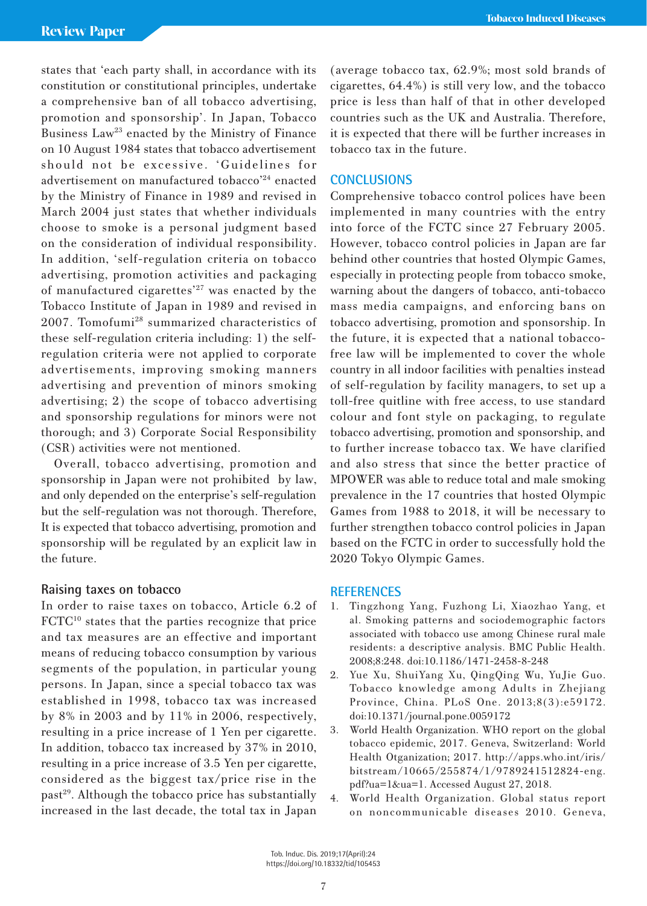states that 'each party shall, in accordance with its constitution or constitutional principles, undertake a comprehensive ban of all tobacco advertising, promotion and sponsorship'. In Japan, Tobacco Business Law[23] enacted by the Ministry of Finance on 10 August 1984 states that tobacco advertisement should not be excessive. 'Guidelines for advertisement on manufactured tobacco'[24] enacted by the Ministry of Finance in 1989 and revised in March 2004 just states that whether individuals choose to smoke is a personal judgment based on the consideration of individual responsibility. In addition, 'self-regulation criteria on tobacco advertising, promotion activities and packaging of manufactured cigarettes'[27] was enacted by the Tobacco Institute of Japan in 1989 and revised in 2007. Tomofumi[28] summarized characteristics of these self-regulation criteria including: 1) the self-regulation criteria were not applied to corporate advertisements, improving smoking manners advertising and prevention of minors smoking advertising; 2) the scope of tobacco advertising and sponsorship regulations for minors were not thorough; and 3) Corporate Social Responsibility (CSR) activities were not mentioned.

Overall, tobacco advertising, promotion and sponsorship in Japan were not prohibited by law, and only depended on the enterprise's self-regulation but the self-regulation was not thorough. Therefore, It is expected that tobacco advertising, promotion and sponsorship will be regulated by an explicit law in the future.

### Raising taxes on tobacco

In order to raise taxes on tobacco, Article 6.2 of FCTC[10] states that the parties recognize that price and tax measures are an effective and important means of reducing tobacco consumption by various segments of the population, in particular young persons. In Japan, since a special tobacco tax was established in 1998, tobacco tax was increased by 8% in 2003 and by 11% in 2006, respectively, resulting in a price increase of 1 Yen per cigarette. In addition, tobacco tax increased by 37% in 2010, resulting in a price increase of 3.5 Yen per cigarette, considered as the biggest tax/price rise in the past[29]. Although the tobacco price has substantially increased in the last decade, the total tax in Japan (average tobacco tax, 62.9%; most sold brands of cigarettes, 64.4%) is still very low, and the tobacco price is less than half of that in other developed countries such as the UK and Australia. Therefore, it is expected that there will be further increases in tobacco tax in the future.

## CONCLUSIONS

Comprehensive tobacco control polices have been implemented in many countries with the entry into force of the FCTC since 27 February 2005. However, tobacco control policies in Japan are far behind other countries that hosted Olympic Games, especially in protecting people from tobacco smoke, warning about the dangers of tobacco, anti-tobacco mass media campaigns, and enforcing bans on tobacco advertising, promotion and sponsorship. In the future, it is expected that a national tobacco-free law will be implemented to cover the whole country in all indoor facilities with penalties instead of self-regulation by facility managers, to set up a toll-free quitline with free access, to use standard colour and font style on packaging, to regulate tobacco advertising, promotion and sponsorship, and to further increase tobacco tax. We have clarified and also stress that since the better practice of MPOWER was able to reduce total and male smoking prevalence in the 17 countries that hosted Olympic Games from 1988 to 2018, it will be necessary to further strengthen tobacco control policies in Japan based on the FCTC in order to successfully hold the 2020 Tokyo Olympic Games.

## REFERENCES

1. Tingzhong Yang, Fuzhong Li, Xiaozhao Yang, et al. Smoking patterns and sociodemographic factors associated with tobacco use among Chinese rural male residents: a descriptive analysis. BMC Public Health. 2008;8:248. doi:10.1186/1471-2458-8-248
2. Yue Xu, ShuiYang Xu, QingQing Wu, YuJie Guo. Tobacco knowledge among Adults in Zhejiang Province, China. PLoS One. 2013;8(3):e59172. doi:10.1371/journal.pone.0059172
3. World Health Organization. WHO report on the global tobacco epidemic, 2017. Geneva, Switzerland: World Health Otganization; 2017. http://apps.who.int/iris/bitstream/10665/255874/1/9789241512824-eng.pdf?ua=1&ua=1. Accessed August 27, 2018.
4. World Health Organization. Global status report on noncommunicable diseases 2010. Geneva,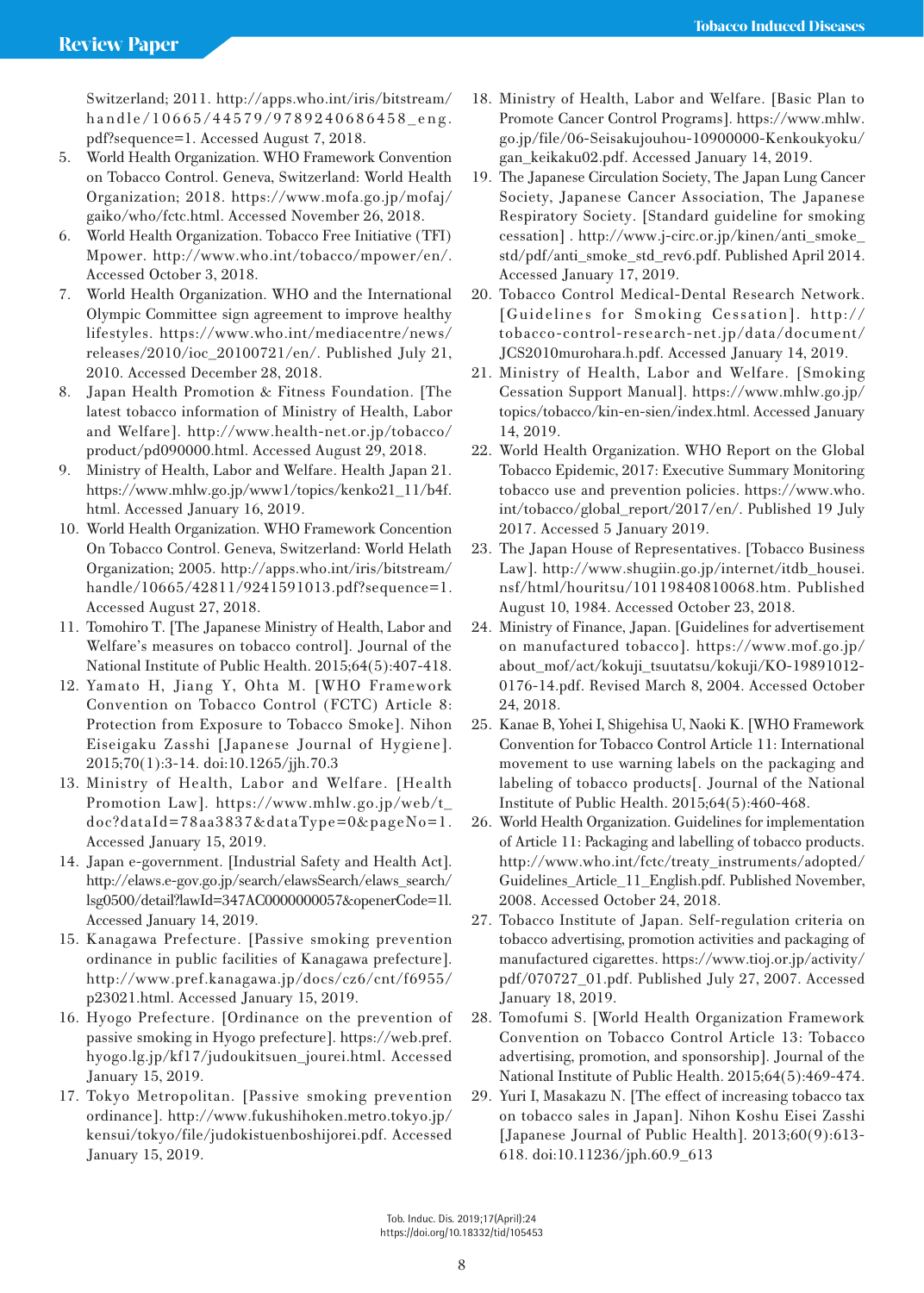Switzerland; 2011. http://apps.who.int/iris/bitstream/handle/10665/44579/9789240686458_eng.pdf?sequence=1. Accessed August 7, 2018.

5. World Health Organization. WHO Framework Convention on Tobacco Control. Geneva, Switzerland: World Health Organization; 2018. https://www.mofa.go.jp/mofaj/gaiko/who/fctc.html. Accessed November 26, 2018.
6. World Health Organization. Tobacco Free Initiative (TFI) Mpower. http://www.who.int/tobacco/mpower/en/. Accessed October 3, 2018.
7. World Health Organization. WHO and the International Olympic Committee sign agreement to improve healthy lifestyles. https://www.who.int/mediacentre/news/releases/2010/ioc_20100721/en/. Published July 21, 2010. Accessed December 28, 2018.
8. Japan Health Promotion & Fitness Foundation. [The latest tobacco information of Ministry of Health, Labor and Welfare]. http://www.health-net.or.jp/tobacco/product/pd090000.html. Accessed August 29, 2018.
9. Ministry of Health, Labor and Welfare. Health Japan 21. https://www.mhlw.go.jp/www1/topics/kenko21_11/b4f.html. Accessed January 16, 2019.
10. World Health Organization. WHO Framework Concention On Tobacco Control. Geneva, Switzerland: World Helath Organization; 2005. http://apps.who.int/iris/bitstream/handle/10665/42811/9241591013.pdf?sequence=1. Accessed August 27, 2018.
11. Tomohiro T. [The Japanese Ministry of Health, Labor and Welfare's measures on tobacco control]. Journal of the National Institute of Public Health. 2015;64(5):407-418.
12. Yamato H, Jiang Y, Ohta M. [WHO Framework Convention on Tobacco Control (FCTC) Article 8: Protection from Exposure to Tobacco Smoke]. Nihon Eiseigaku Zasshi [Japanese Journal of Hygiene]. 2015;70(1):3-14. doi:10.1265/jjh.70.3
13. Ministry of Health, Labor and Welfare. [Health Promotion Law]. https://www.mhlw.go.jp/web/t_doc?dataId=78aa3837&dataType=0&pageNo=1. Accessed January 15, 2019.
14. Japan e-government. [Industrial Safety and Health Act]. http://elaws.e-gov.go.jp/search/elawsSearch/elaws_search/lsg0500/detail?lawId=347AC0000000057&openerCode=1l. Accessed January 14, 2019.
15. Kanagawa Prefecture. [Passive smoking prevention ordinance in public facilities of Kanagawa prefecture]. http://www.pref.kanagawa.jp/docs/cz6/cnt/f6955/p23021.html. Accessed January 15, 2019.
16. Hyogo Prefecture. [Ordinance on the prevention of passive smoking in Hyogo prefecture]. https://web.pref.hyogo.lg.jp/kf17/judoukitsuen_jourei.html. Accessed January 15, 2019.
17. Tokyo Metropolitan. [Passive smoking prevention ordinance]. http://www.fukushihoken.metro.tokyo.jp/kensui/tokyo/file/judokistuenboshijorei.pdf. Accessed January 15, 2019.
18. Ministry of Health, Labor and Welfare. [Basic Plan to Promote Cancer Control Programs]. https://www.mhlw.go.jp/file/06-Seisakujouhou-10900000-Kenkoukyoku/gan_keikaku02.pdf. Accessed January 14, 2019.
19. The Japanese Circulation Society, The Japan Lung Cancer Society, Japanese Cancer Association, The Japanese Respiratory Society. [Standard guideline for smoking cessation] . http://www.j-circ.or.jp/kinen/anti_smoke_std/pdf/anti_smoke_std_rev6.pdf. Published April 2014. Accessed January 17, 2019.
20. Tobacco Control Medical-Dental Research Network. [Guidelines for Smoking Cessation]. http://tobacco-control-research-net.jp/data/document/JCS2010murohara.h.pdf. Accessed January 14, 2019.
21. Ministry of Health, Labor and Welfare. [Smoking Cessation Support Manual]. https://www.mhlw.go.jp/topics/tobacco/kin-en-sien/index.html. Accessed January 14, 2019.
22. World Health Organization. WHO Report on the Global Tobacco Epidemic, 2017: Executive Summary Monitoring tobacco use and prevention policies. https://www.who.int/tobacco/global_report/2017/en/. Published 19 July 2017. Accessed 5 January 2019.
23. The Japan House of Representatives. [Tobacco Business Law]. http://www.shugiin.go.jp/internet/itdb_housei.nsf/html/houritsu/10119840810068.htm. Published August 10, 1984. Accessed October 23, 2018.
24. Ministry of Finance, Japan. [Guidelines for advertisement on manufactured tobacco]. https://www.mof.go.jp/about_mof/act/kokuji_tsuutatsu/kokuji/KO-19891012-0176-14.pdf. Revised March 8, 2004. Accessed October 24, 2018.
25. Kanae B, Yohei I, Shigehisa U, Naoki K. [WHO Framework Convention for Tobacco Control Article 11: International movement to use warning labels on the packaging and labeling of tobacco products[. Journal of the National Institute of Public Health. 2015;64(5):460-468.
26. World Health Organization. Guidelines for implementation of Article 11: Packaging and labelling of tobacco products. http://www.who.int/fctc/treaty_instruments/adopted/Guidelines_Article_11_English.pdf. Published November, 2008. Accessed October 24, 2018.
27. Tobacco Institute of Japan. Self-regulation criteria on tobacco advertising, promotion activities and packaging of manufactured cigarettes. https://www.tioj.or.jp/activity/pdf/070727_01.pdf. Published July 27, 2007. Accessed January 18, 2019.
28. Tomofumi S. [World Health Organization Framework Convention on Tobacco Control Article 13: Tobacco advertising, promotion, and sponsorship]. Journal of the National Institute of Public Health. 2015;64(5):469-474.
29. Yuri I, Masakazu N. [The effect of increasing tobacco tax on tobacco sales in Japan]. Nihon Koshu Eisei Zasshi [Japanese Journal of Public Health]. 2013;60(9):613-618. doi:10.11236/jph.60.9_613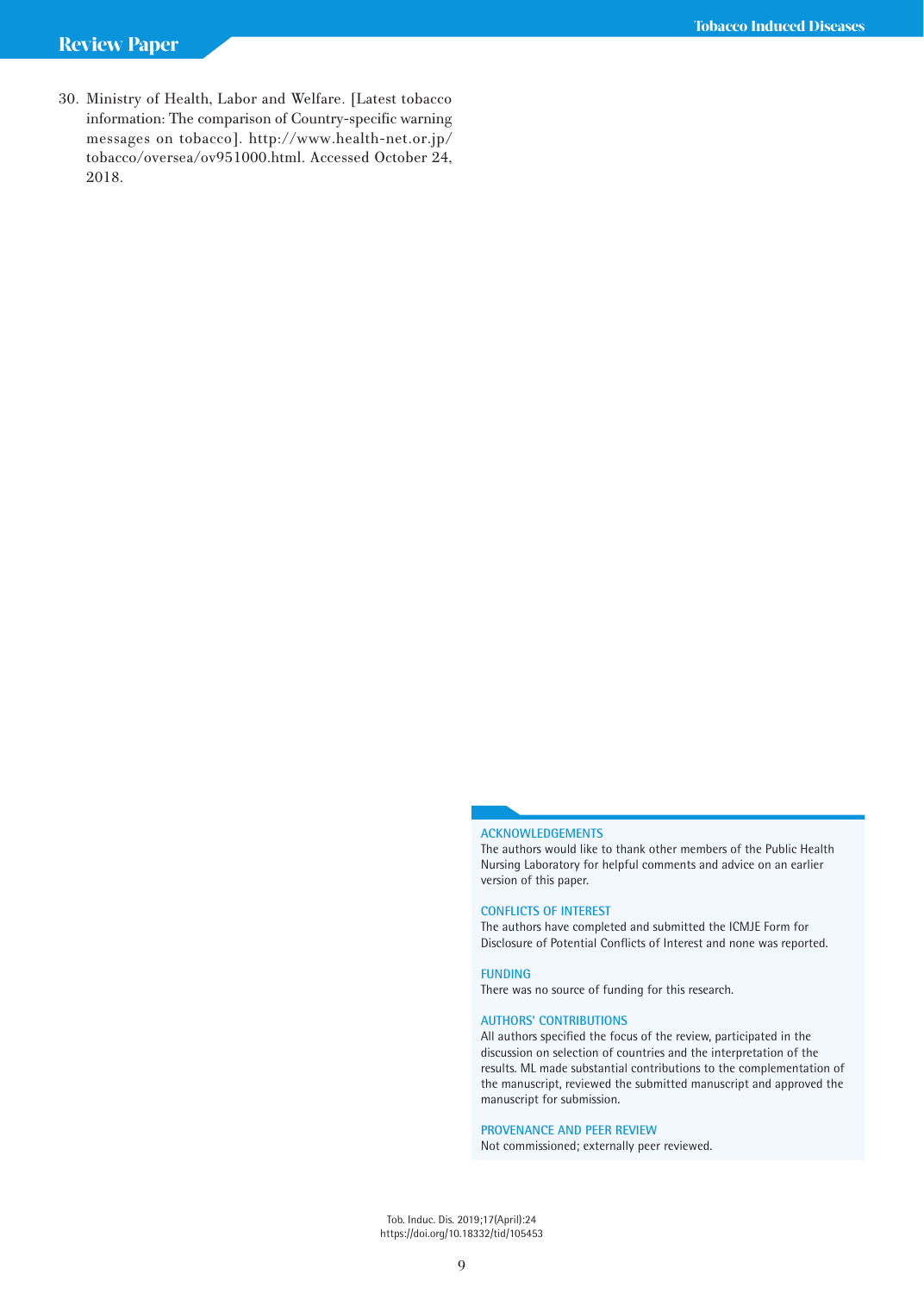30. Ministry of Health, Labor and Welfare. [Latest tobacco information: The comparison of Country-specific warning messages on tobacco]. http://www.health-net.or.jp/tobacco/oversea/ov951000.html. Accessed October 24, 2018.

### ACKNOWLEDGEMENTS

The authors would like to thank other members of the Public Health Nursing Laboratory for helpful comments and advice on an earlier version of this paper.

### CONFLICTS OF INTEREST

The authors have completed and submitted the ICMJE Form for Disclosure of Potential Conflicts of Interest and none was reported.

### FUNDING

There was no source of funding for this research.

### AUTHORS' CONTRIBUTIONS

All authors specified the focus of the review, participated in the discussion on selection of countries and the interpretation of the results. ML made substantial contributions to the complementation of the manuscript, reviewed the submitted manuscript and approved the manuscript for submission.

### PROVENANCE AND PEER REVIEW

Not commissioned; externally peer reviewed.